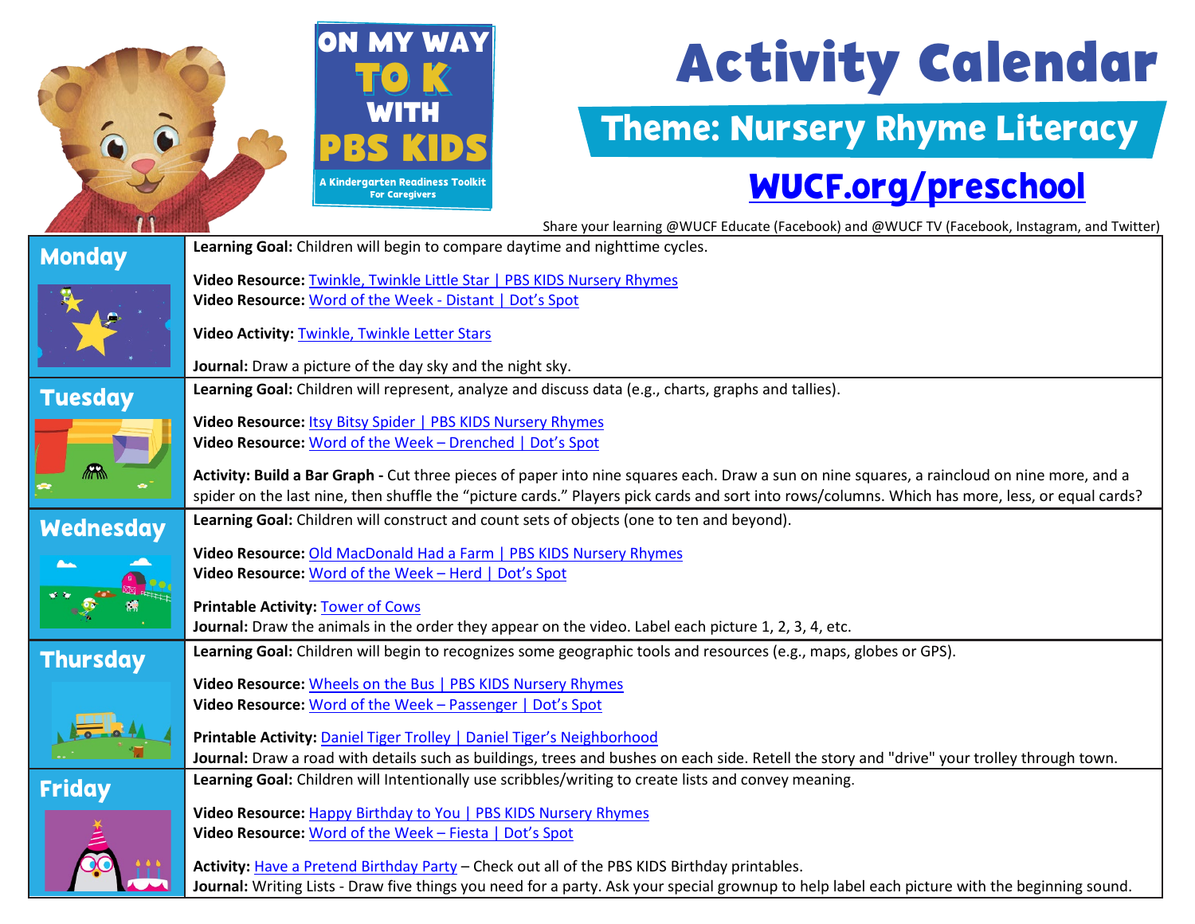# Activity Calendar

## Theme: Nursery Rhyme Literacy

ON MY WAY TO K WITH PBS KIDS
A Kindergarten Readiness Toolkit For Caregivers

WUCF.org/preschool

Share your learning @WUCF Educate (Facebook) and @WUCF TV (Facebook, Instagram, and Twitter)

| Day | Activities |
|---|---|
| **Monday** | **Learning Goal:** Children will begin to compare daytime and nighttime cycles.<br><br>**Video Resource:** Twinkle, Twinkle Little Star \| PBS KIDS Nursery Rhymes<br>**Video Resource:** Word of the Week - Distant \| Dot's Spot<br><br>**Video Activity:** Twinkle, Twinkle Letter Stars<br><br>**Journal:** Draw a picture of the day sky and the night sky. |
| **Tuesday** | **Learning Goal:** Children will represent, analyze and discuss data (e.g., charts, graphs and tallies).<br><br>**Video Resource:** Itsy Bitsy Spider \| PBS KIDS Nursery Rhymes<br>**Video Resource:** Word of the Week – Drenched \| Dot's Spot<br><br>**Activity: Build a Bar Graph -** Cut three pieces of paper into nine squares each. Draw a sun on nine squares, a raincloud on nine more, and a spider on the last nine, then shuffle the "picture cards." Players pick cards and sort into rows/columns. Which has more, less, or equal cards? |
| **Wednesday** | **Learning Goal:** Children will construct and count sets of objects (one to ten and beyond).<br><br>**Video Resource:** Old MacDonald Had a Farm \| PBS KIDS Nursery Rhymes<br>**Video Resource:** Word of the Week – Herd \| Dot's Spot<br><br>**Printable Activity:** Tower of Cows<br>**Journal:** Draw the animals in the order they appear on the video. Label each picture 1, 2, 3, 4, etc. |
| **Thursday** | **Learning Goal:** Children will begin to recognizes some geographic tools and resources (e.g., maps, globes or GPS).<br><br>**Video Resource:** Wheels on the Bus \| PBS KIDS Nursery Rhymes<br>**Video Resource:** Word of the Week – Passenger \| Dot's Spot<br><br>**Printable Activity:** Daniel Tiger Trolley \| Daniel Tiger's Neighborhood<br>**Journal:** Draw a road with details such as buildings, trees and bushes on each side. Retell the story and "drive" your trolley through town. |
| **Friday** | **Learning Goal:** Children will Intentionally use scribbles/writing to create lists and convey meaning.<br><br>**Video Resource:** Happy Birthday to You \| PBS KIDS Nursery Rhymes<br>**Video Resource:** Word of the Week – Fiesta \| Dot's Spot<br><br>**Activity:** Have a Pretend Birthday Party – Check out all of the PBS KIDS Birthday printables.<br>**Journal:** Writing Lists - Draw five things you need for a party. Ask your special grownup to help label each picture with the beginning sound. |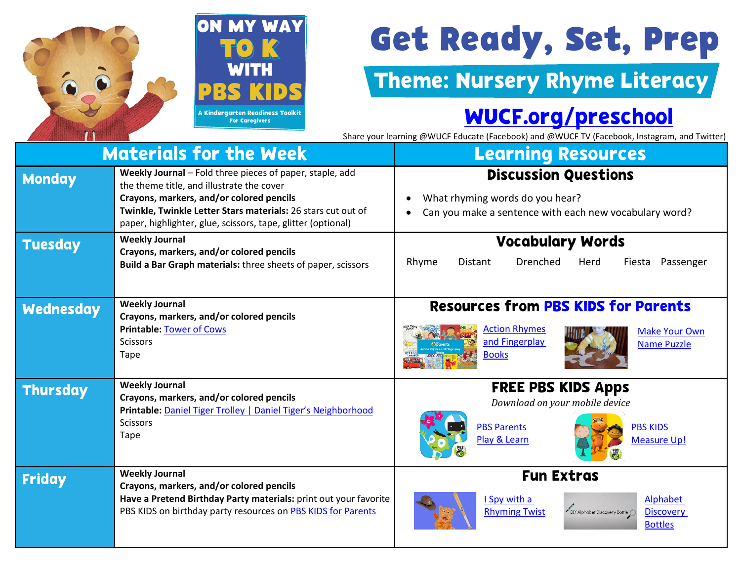# Get Ready, Set, Prep

## Theme: Nursery Rhyme Literacy

ON MY WAY TO K WITH PBS KIDS
A Kindergarten Readiness Toolkit For Caregivers

**WUCF.org/preschool**

Share your learning @WUCF Educate (Facebook) and @WUCF TV (Facebook, Instagram, and Twitter)

| Materials for the Week | | Learning Resources |
|---|---|---|
| **Monday** | **Weekly Journal** – Fold three pieces of paper, staple, add the theme title, and illustrate the cover<br>**Crayons, markers, and/or colored pencils**<br>**Twinkle, Twinkle Letter Stars materials:** 26 stars cut out of paper, highlighter, glue, scissors, tape, glitter (optional) | **Discussion Questions**<br>• What rhyming words do you hear?<br>• Can you make a sentence with each new vocabulary word? |
| **Tuesday** | **Weekly Journal**<br>**Crayons, markers, and/or colored pencils**<br>**Build a Bar Graph materials:** three sheets of paper, scissors | **Vocabulary Words**<br>Rhyme Distant Drenched Herd Fiesta Passenger |
| **Wednesday** | **Weekly Journal**<br>**Crayons, markers, and/or colored pencils**<br>**Printable:** Tower of Cows<br>Scissors<br>Tape | **Resources from PBS KIDS for Parents**<br>Action Rhymes and Fingerplay Books<br>Make Your Own Name Puzzle |
| **Thursday** | **Weekly Journal**<br>**Crayons, markers, and/or colored pencils**<br>**Printable:** Daniel Tiger Trolley \| Daniel Tiger's Neighborhood<br>Scissors<br>Tape | **FREE PBS KIDS Apps**<br>*Download on your mobile device*<br>PBS Parents Play & Learn<br>PBS KIDS Measure Up! |
| **Friday** | **Weekly Journal**<br>**Crayons, markers, and/or colored pencils**<br>**Have a Pretend Birthday Party materials:** print out your favorite PBS KIDS on birthday party resources on PBS KIDS for Parents | **Fun Extras**<br>I Spy with a Rhyming Twist<br>Alphabet Discovery Bottles |